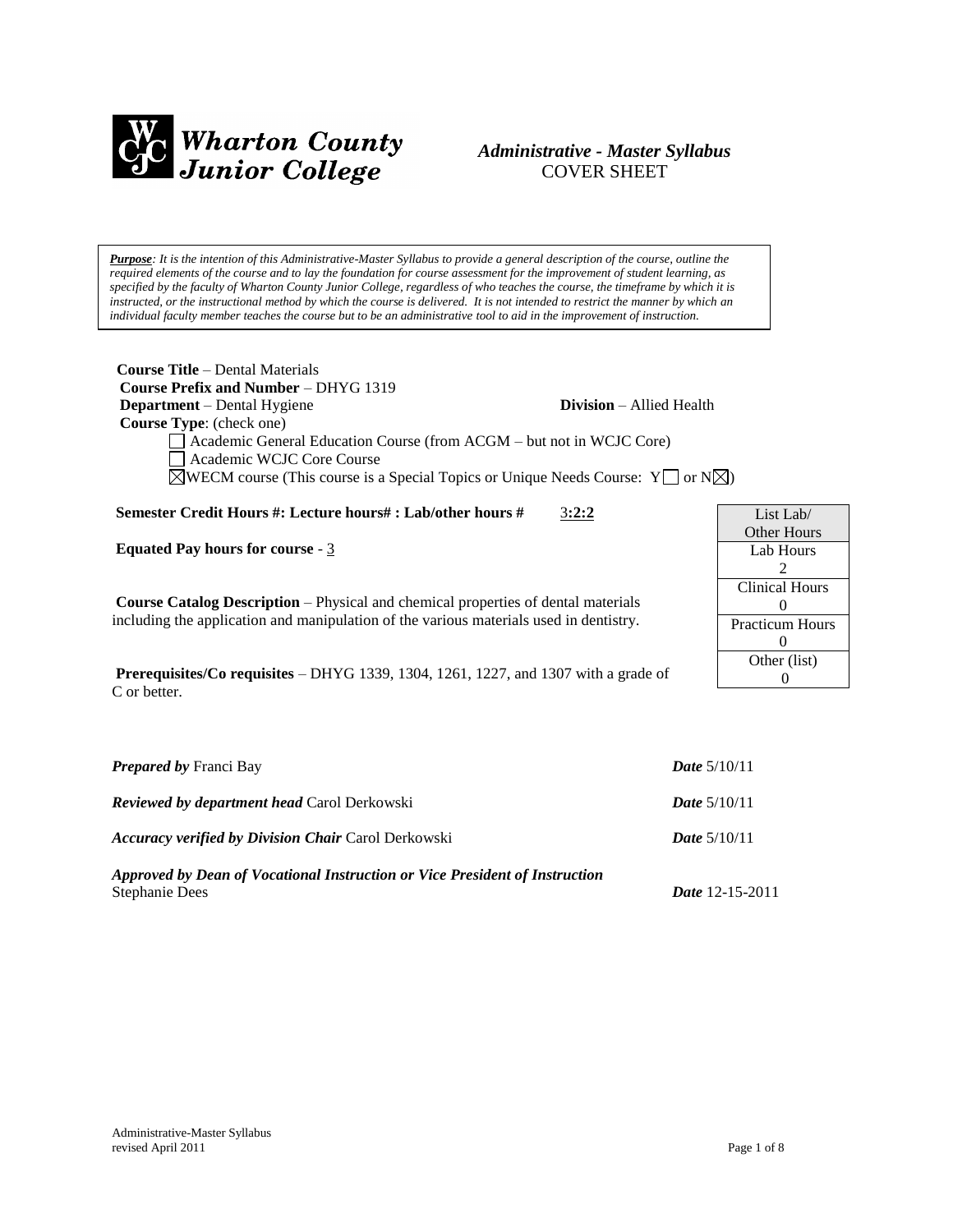**Wharton County Junior College**

***Administrative - Master Syllabus***
COVER SHEET

***Purpose****: It is the intention of this Administrative-Master Syllabus to provide a general description of the course, outline the required elements of the course and to lay the foundation for course assessment for the improvement of student learning, as specified by the faculty of Wharton County Junior College, regardless of who teaches the course, the timeframe by which it is instructed, or the instructional method by which the course is delivered. It is not intended to restrict the manner by which an individual faculty member teaches the course but to be an administrative tool to aid in the improvement of instruction.*

**Course Title** – Dental Materials
**Course Prefix and Number** – DHYG 1319
**Department** – Dental Hygiene **Division** – Allied Health
**Course Type**: (check one)

- ☐ Academic General Education Course (from ACGM – but not in WCJC Core)
- ☐ Academic WCJC Core Course
- ☒ WECM course (This course is a Special Topics or Unique Needs Course: Y☐ or N☒)

**Semester Credit Hours #: Lecture hours# : Lab/other hours #** 3**:2:2**

**Equated Pay hours for course** - 3

| List Lab/ Other Hours |
|---|
| Lab Hours 2 |
| Clinical Hours 0 |
| Practicum Hours 0 |
| Other (list) 0 |

**Course Catalog Description** – Physical and chemical properties of dental materials including the application and manipulation of the various materials used in dentistry.

**Prerequisites/Co requisites** – DHYG 1339, 1304, 1261, 1227, and 1307 with a grade of C or better.

***Prepared by*** Franci Bay ***Date*** 5/10/11

***Reviewed by department head*** Carol Derkowski ***Date*** 5/10/11

***Accuracy verified by Division Chair*** Carol Derkowski ***Date*** 5/10/11

***Approved by Dean of Vocational Instruction or Vice President of Instruction***
Stephanie Dees ***Date*** 12-15-2011

Administrative-Master Syllabus
revised April 2011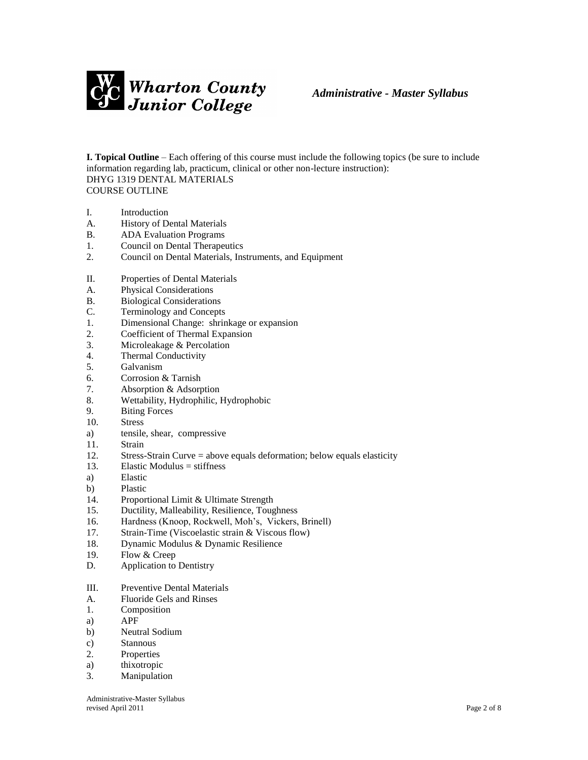**I. Topical Outline** – Each offering of this course must include the following topics (be sure to include information regarding lab, practicum, clinical or other non-lecture instruction):
DHYG 1319 DENTAL MATERIALS
COURSE OUTLINE

I. Introduction
A. History of Dental Materials
B. ADA Evaluation Programs
1. Council on Dental Therapeutics
2. Council on Dental Materials, Instruments, and Equipment

II. Properties of Dental Materials
A. Physical Considerations
B. Biological Considerations
C. Terminology and Concepts
1. Dimensional Change: shrinkage or expansion
2. Coefficient of Thermal Expansion
3. Microleakage & Percolation
4. Thermal Conductivity
5. Galvanism
6. Corrosion & Tarnish
7. Absorption & Adsorption
8. Wettability, Hydrophilic, Hydrophobic
9. Biting Forces
10. Stress
a) tensile, shear, compressive
11. Strain
12. Stress-Strain Curve = above equals deformation; below equals elasticity
13. Elastic Modulus = stiffness
a) Elastic
b) Plastic
14. Proportional Limit & Ultimate Strength
15. Ductility, Malleability, Resilience, Toughness
16. Hardness (Knoop, Rockwell, Moh's, Vickers, Brinell)
17. Strain-Time (Viscoelastic strain & Viscous flow)
18. Dynamic Modulus & Dynamic Resilience
19. Flow & Creep
D. Application to Dentistry

III. Preventive Dental Materials
A. Fluoride Gels and Rinses
1. Composition
a) APF
b) Neutral Sodium
c) Stannous
2. Properties
a) thixotropic
3. Manipulation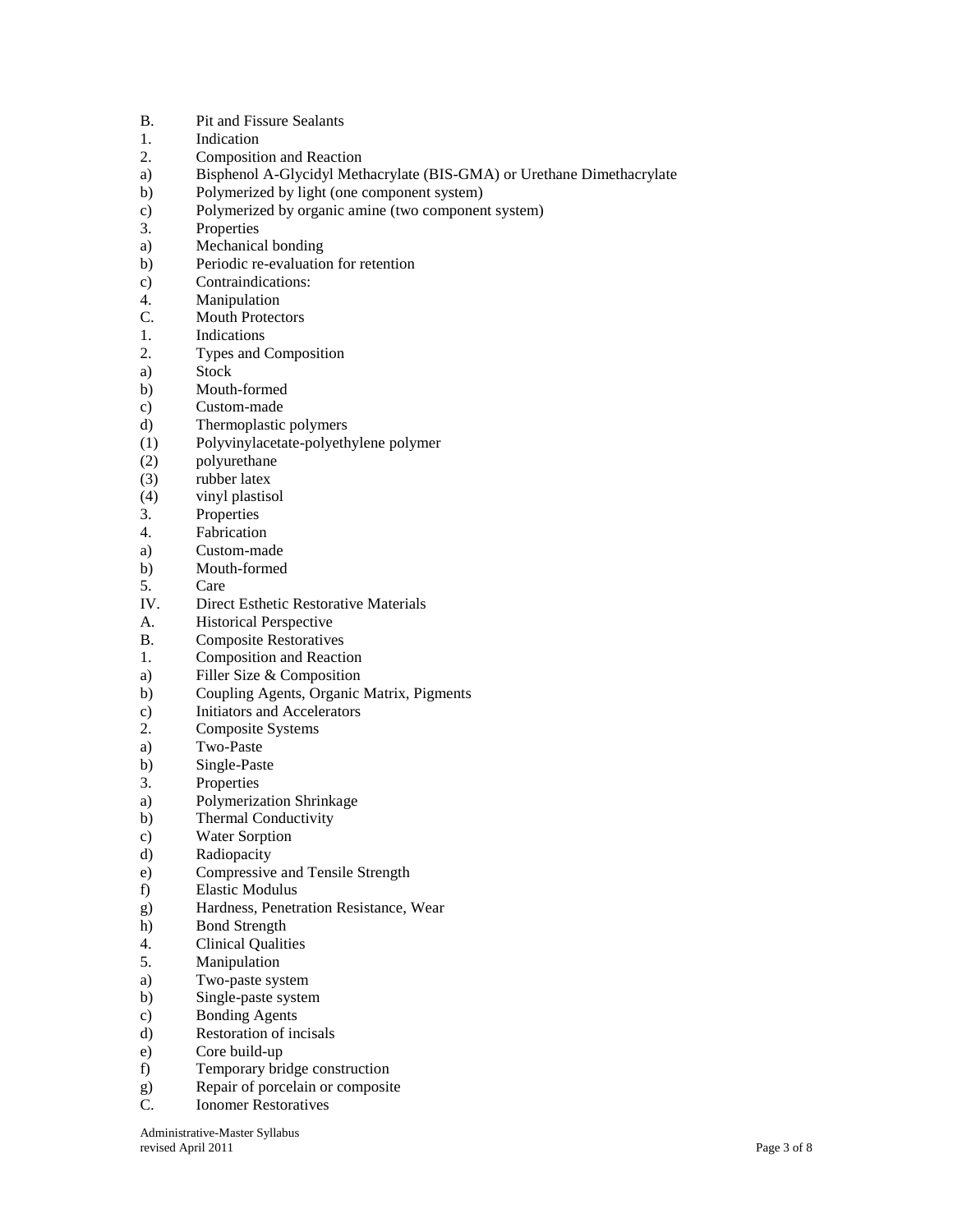B. Pit and Fissure Sealants
1. Indication
2. Composition and Reaction
a) Bisphenol A-Glycidyl Methacrylate (BIS-GMA) or Urethane Dimethacrylate
b) Polymerized by light (one component system)
c) Polymerized by organic amine (two component system)
3. Properties
a) Mechanical bonding
b) Periodic re-evaluation for retention
c) Contraindications:
4. Manipulation
C. Mouth Protectors
1. Indications
2. Types and Composition
a) Stock
b) Mouth-formed
c) Custom-made
d) Thermoplastic polymers
(1) Polyvinylacetate-polyethylene polymer
(2) polyurethane
(3) rubber latex
(4) vinyl plastisol
3. Properties
4. Fabrication
a) Custom-made
b) Mouth-formed
5. Care
IV. Direct Esthetic Restorative Materials
A. Historical Perspective
B. Composite Restoratives
1. Composition and Reaction
a) Filler Size & Composition
b) Coupling Agents, Organic Matrix, Pigments
c) Initiators and Accelerators
2. Composite Systems
a) Two-Paste
b) Single-Paste
3. Properties
a) Polymerization Shrinkage
b) Thermal Conductivity
c) Water Sorption
d) Radiopacity
e) Compressive and Tensile Strength
f) Elastic Modulus
g) Hardness, Penetration Resistance, Wear
h) Bond Strength
4. Clinical Qualities
5. Manipulation
a) Two-paste system
b) Single-paste system
c) Bonding Agents
d) Restoration of incisals
e) Core build-up
f) Temporary bridge construction
g) Repair of porcelain or composite
C. Ionomer Restoratives

Administrative-Master Syllabus
revised April 2011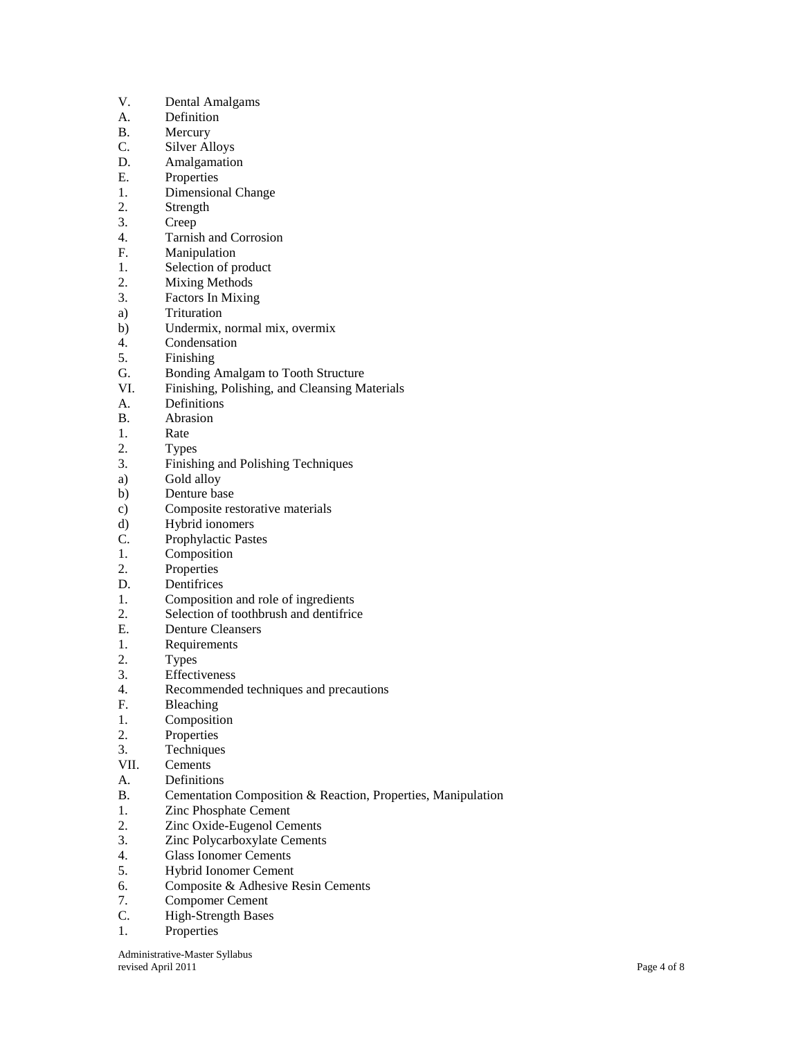V. Dental Amalgams
A. Definition
B. Mercury
C. Silver Alloys
D. Amalgamation
E. Properties
1. Dimensional Change
2. Strength
3. Creep
4. Tarnish and Corrosion
F. Manipulation
1. Selection of product
2. Mixing Methods
3. Factors In Mixing
a) Trituration
b) Undermix, normal mix, overmix
4. Condensation
5. Finishing
G. Bonding Amalgam to Tooth Structure
VI. Finishing, Polishing, and Cleansing Materials
A. Definitions
B. Abrasion
1. Rate
2. Types
3. Finishing and Polishing Techniques
a) Gold alloy
b) Denture base
c) Composite restorative materials
d) Hybrid ionomers
C. Prophylactic Pastes
1. Composition
2. Properties
D. Dentifrices
1. Composition and role of ingredients
2. Selection of toothbrush and dentifrice
E. Denture Cleansers
1. Requirements
2. Types
3. Effectiveness
4. Recommended techniques and precautions
F. Bleaching
1. Composition
2. Properties
3. Techniques
VII. Cements
A. Definitions
B. Cementation Composition & Reaction, Properties, Manipulation
1. Zinc Phosphate Cement
2. Zinc Oxide-Eugenol Cements
3. Zinc Polycarboxylate Cements
4. Glass Ionomer Cements
5. Hybrid Ionomer Cement
6. Composite & Adhesive Resin Cements
7. Compomer Cement
C. High-Strength Bases
1. Properties

Administrative-Master Syllabus
revised April 2011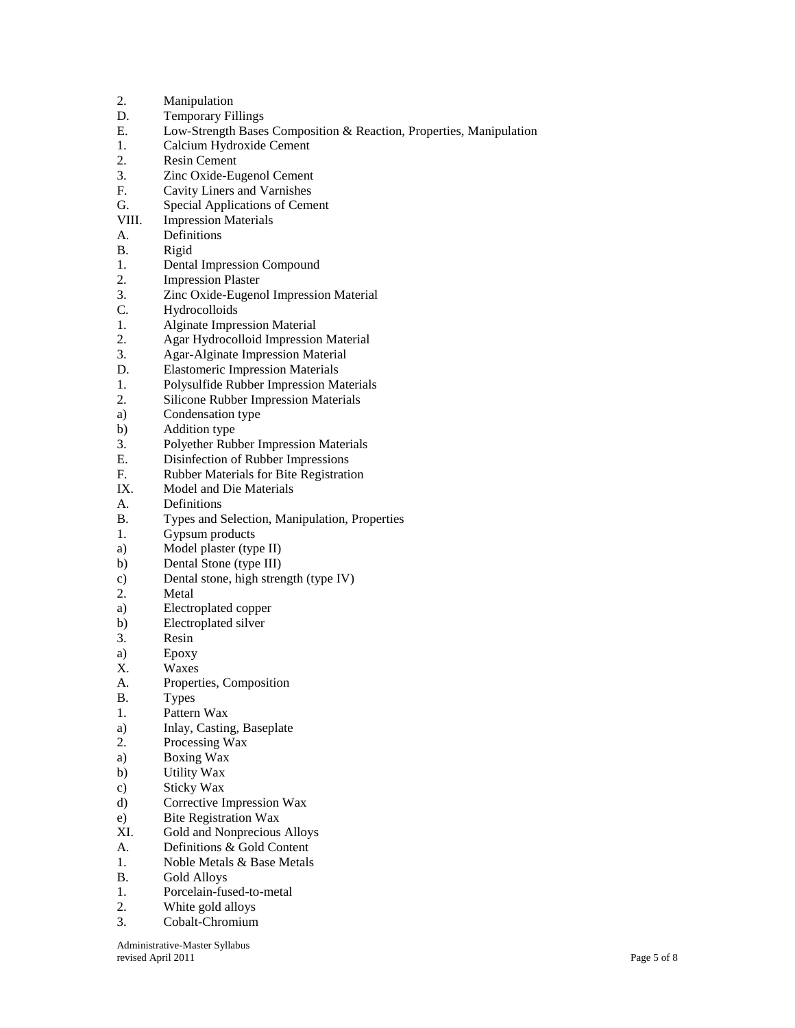2. Manipulation

D. Temporary Fillings

E. Low-Strength Bases Composition & Reaction, Properties, Manipulation

1. Calcium Hydroxide Cement
2. Resin Cement
3. Zinc Oxide-Eugenol Cement

F. Cavity Liners and Varnishes

G. Special Applications of Cement

VIII. Impression Materials

A. Definitions

B. Rigid

1. Dental Impression Compound
2. Impression Plaster
3. Zinc Oxide-Eugenol Impression Material

C. Hydrocolloids

1. Alginate Impression Material
2. Agar Hydrocolloid Impression Material
3. Agar-Alginate Impression Material

D. Elastomeric Impression Materials

1. Polysulfide Rubber Impression Materials
2. Silicone Rubber Impression Materials
   a) Condensation type
   b) Addition type
3. Polyether Rubber Impression Materials

E. Disinfection of Rubber Impressions

F. Rubber Materials for Bite Registration

IX. Model and Die Materials

A. Definitions

B. Types and Selection, Manipulation, Properties

1. Gypsum products
   a) Model plaster (type II)
   b) Dental Stone (type III)
   c) Dental stone, high strength (type IV)
2. Metal
   a) Electroplated copper
   b) Electroplated silver
3. Resin
   a) Epoxy

X. Waxes

A. Properties, Composition

B. Types

1. Pattern Wax
   a) Inlay, Casting, Baseplate
2. Processing Wax
   a) Boxing Wax
   b) Utility Wax
   c) Sticky Wax
   d) Corrective Impression Wax
   e) Bite Registration Wax

XI. Gold and Nonprecious Alloys

A. Definitions & Gold Content

1. Noble Metals & Base Metals

B. Gold Alloys

1. Porcelain-fused-to-metal
2. White gold alloys
3. Cobalt-Chromium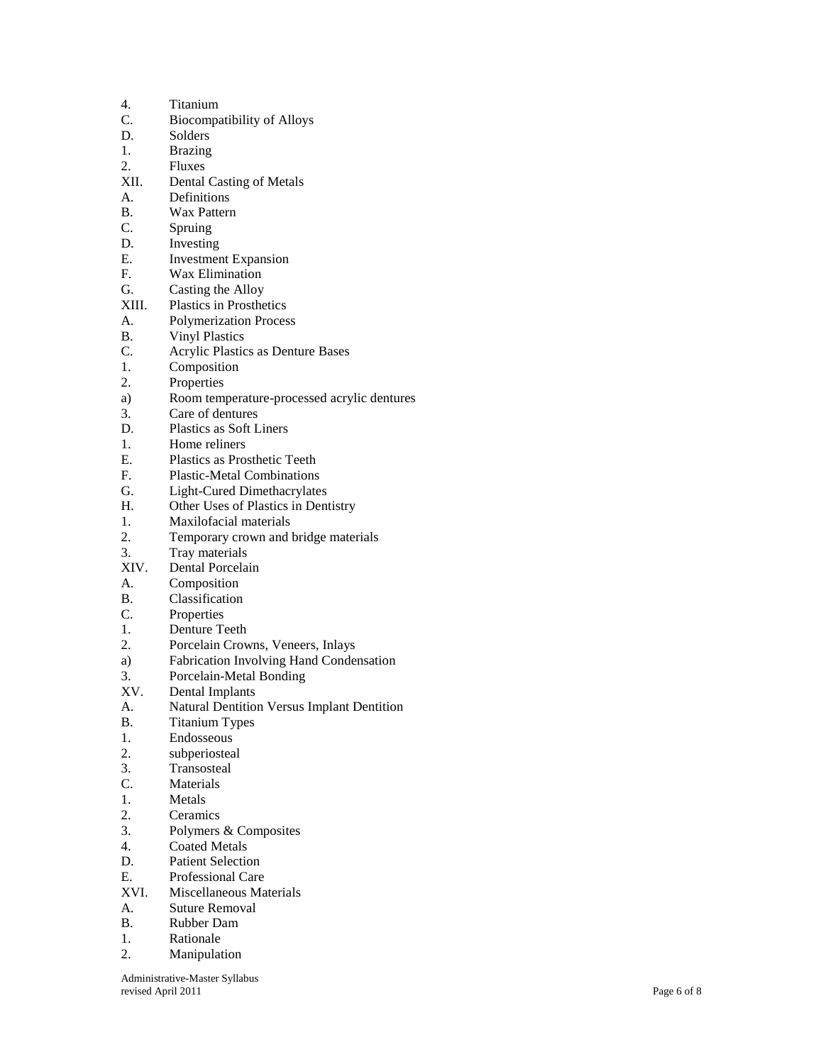4. Titanium

C. Biocompatibility of Alloys

D. Solders

1. Brazing
2. Fluxes

XII. Dental Casting of Metals

A. Definitions

B. Wax Pattern

C. Spruing

D. Investing

E. Investment Expansion

F. Wax Elimination

G. Casting the Alloy

XIII. Plastics in Prosthetics

A. Polymerization Process

B. Vinyl Plastics

C. Acrylic Plastics as Denture Bases

1. Composition
2. Properties

a) Room temperature-processed acrylic dentures

3. Care of dentures

D. Plastics as Soft Liners

1. Home reliners

E. Plastics as Prosthetic Teeth

F. Plastic-Metal Combinations

G. Light-Cured Dimethacrylates

H. Other Uses of Plastics in Dentistry

1. Maxilofacial materials
2. Temporary crown and bridge materials
3. Tray materials

XIV. Dental Porcelain

A. Composition

B. Classification

C. Properties

1. Denture Teeth
2. Porcelain Crowns, Veneers, Inlays

a) Fabrication Involving Hand Condensation

3. Porcelain-Metal Bonding

XV. Dental Implants

A. Natural Dentition Versus Implant Dentition

B. Titanium Types

1. Endosseous
2. subperiosteal
3. Transosteal

C. Materials

1. Metals
2. Ceramics
3. Polymers & Composites
4. Coated Metals

D. Patient Selection

E. Professional Care

XVI. Miscellaneous Materials

A. Suture Removal

B. Rubber Dam

1. Rationale
2. Manipulation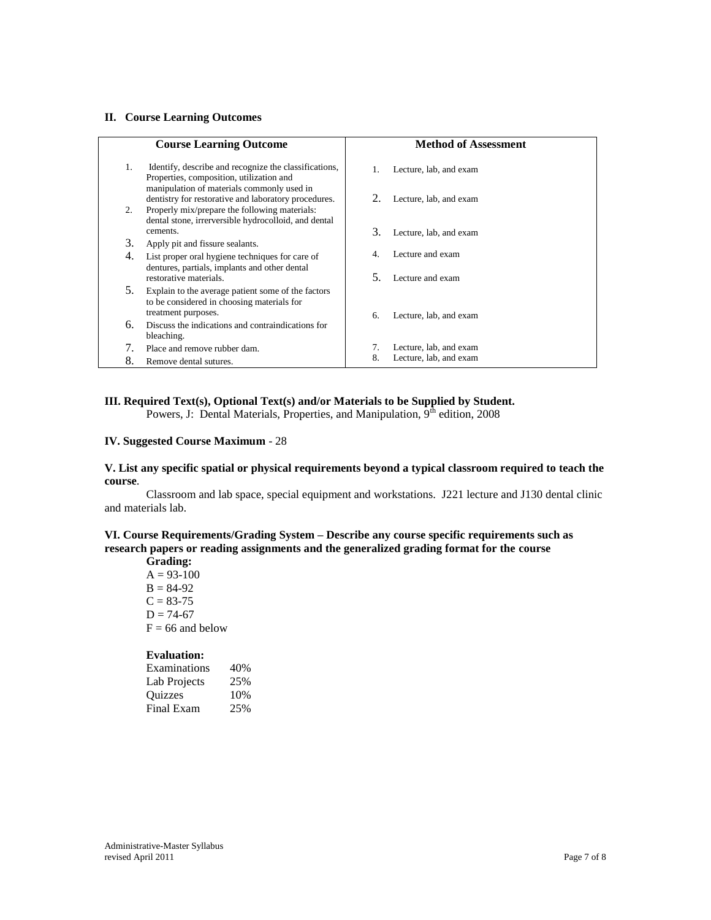## II. Course Learning Outcomes

| Course Learning Outcome | Method of Assessment |
|---|---|
| 1. Identify, describe and recognize the classifications, Properties, composition, utilization and manipulation of materials commonly used in dentistry for restorative and laboratory procedures. | 1. Lecture, lab, and exam |
| 2. Properly mix/prepare the following materials: dental stone, irrerversible hydrocolloid, and dental cements. | 2. Lecture, lab, and exam |
| 3. Apply pit and fissure sealants. | 3. Lecture, lab, and exam |
| 4. List proper oral hygiene techniques for care of dentures, partials, implants and other dental restorative materials. | 4. Lecture and exam |
| 5. Explain to the average patient some of the factors to be considered in choosing materials for treatment purposes. | 5. Lecture and exam |
| 6. Discuss the indications and contraindications for bleaching. | 6. Lecture, lab, and exam |
| 7. Place and remove rubber dam. | 7. Lecture, lab, and exam |
| 8. Remove dental sutures. | 8. Lecture, lab, and exam |

## III. Required Text(s), Optional Text(s) and/or Materials to be Supplied by Student.

Powers, J: Dental Materials, Properties, and Manipulation, 9th edition, 2008

## IV. Suggested Course Maximum - 28

## V. List any specific spatial or physical requirements beyond a typical classroom required to teach the course.

Classroom and lab space, special equipment and workstations. J221 lecture and J130 dental clinic and materials lab.

## VI. Course Requirements/Grading System – Describe any course specific requirements such as research papers or reading assignments and the generalized grading format for the course

**Grading:**

A = 93-100
B = 84-92
C = 83-75
D = 74-67
F = 66 and below

**Evaluation:**

| | |
|---|---|
| Examinations | 40% |
| Lab Projects | 25% |
| Quizzes | 10% |
| Final Exam | 25% |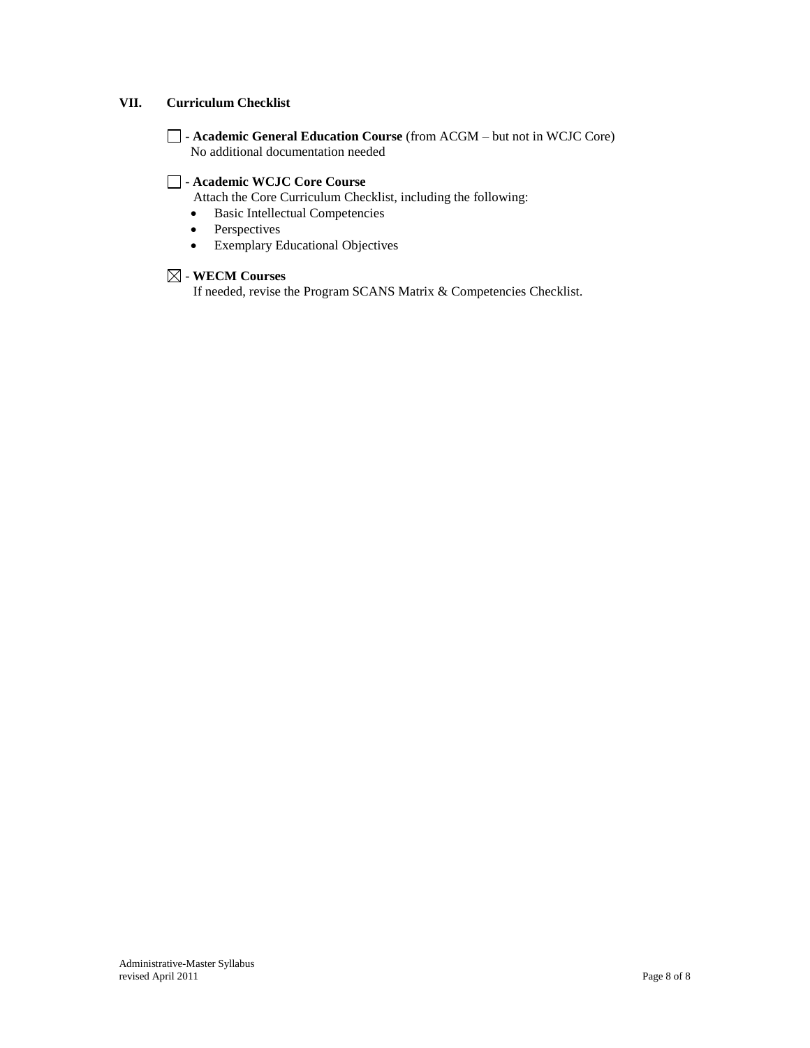## VII. Curriculum Checklist

☐ - **Academic General Education Course** (from ACGM – but not in WCJC Core)
No additional documentation needed

☐ - **Academic WCJC Core Course**
Attach the Core Curriculum Checklist, including the following:

- Basic Intellectual Competencies
- Perspectives
- Exemplary Educational Objectives

☒ - **WECM Courses**
If needed, revise the Program SCANS Matrix & Competencies Checklist.